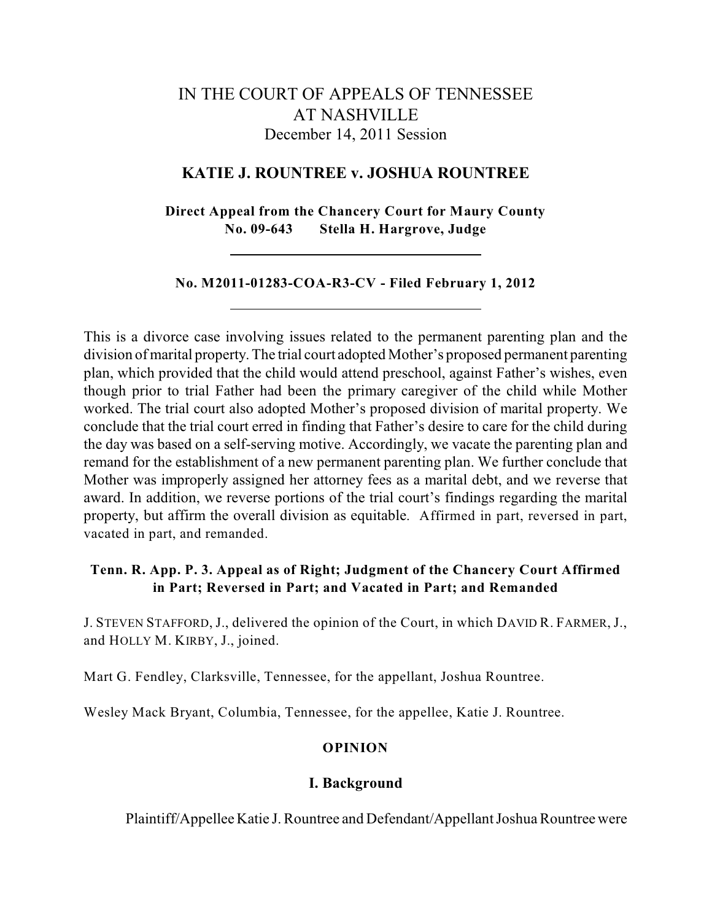# IN THE COURT OF APPEALS OF TENNESSEE AT NASHVILLE

December 14, 2011 Session

## KATIE J. ROUNTREE v. JOSHUA ROUNTREE

**Direct Appeal from the Chancery Court for Maury County**
**No. 09-643 Stella H. Hargrove, Judge**

---

**No. M2011-01283-COA-R3-CV - Filed February 1, 2012**

---

This is a divorce case involving issues related to the permanent parenting plan and the division of marital property. The trial court adopted Mother's proposed permanent parenting plan, which provided that the child would attend preschool, against Father's wishes, even though prior to trial Father had been the primary caregiver of the child while Mother worked. The trial court also adopted Mother's proposed division of marital property. We conclude that the trial court erred in finding that Father's desire to care for the child during the day was based on a self-serving motive. Accordingly, we vacate the parenting plan and remand for the establishment of a new permanent parenting plan. We further conclude that Mother was improperly assigned her attorney fees as a marital debt, and we reverse that award. In addition, we reverse portions of the trial court's findings regarding the marital property, but affirm the overall division as equitable. Affirmed in part, reversed in part, vacated in part, and remanded.

**Tenn. R. App. P. 3. Appeal as of Right; Judgment of the Chancery Court Affirmed in Part; Reversed in Part; and Vacated in Part; and Remanded**

J. STEVEN STAFFORD, J., delivered the opinion of the Court, in which DAVID R. FARMER, J., and HOLLY M. KIRBY, J., joined.

Mart G. Fendley, Clarksville, Tennessee, for the appellant, Joshua Rountree.

Wesley Mack Bryant, Columbia, Tennessee, for the appellee, Katie J. Rountree.

### OPINION

### I. Background

Plaintiff/Appellee Katie J. Rountree and Defendant/Appellant Joshua Rountree were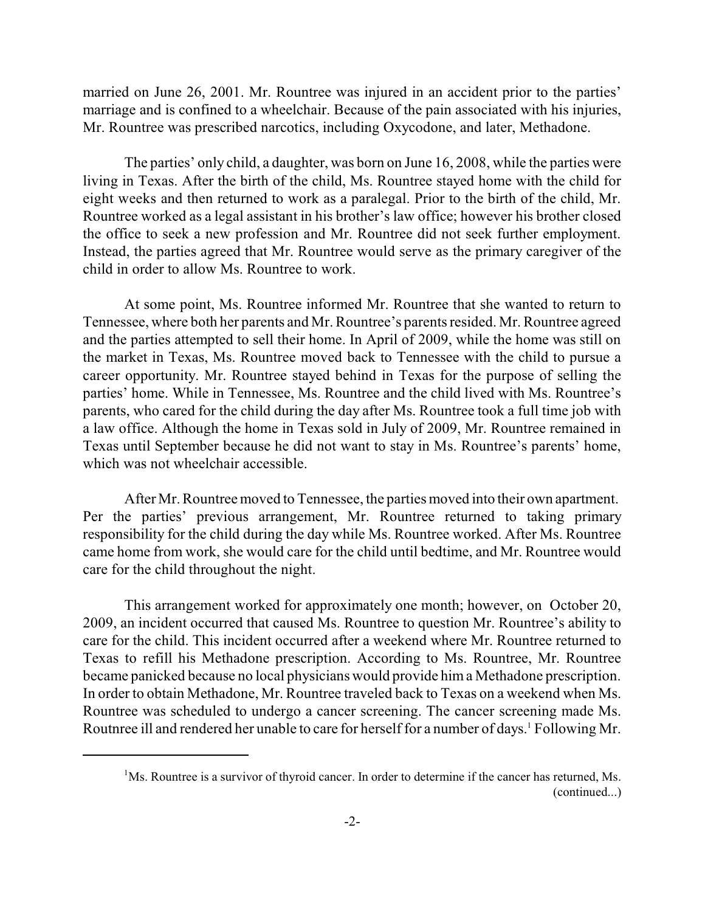married on June 26, 2001. Mr. Rountree was injured in an accident prior to the parties' marriage and is confined to a wheelchair. Because of the pain associated with his injuries, Mr. Rountree was prescribed narcotics, including Oxycodone, and later, Methadone.

The parties' only child, a daughter, was born on June 16, 2008, while the parties were living in Texas. After the birth of the child, Ms. Rountree stayed home with the child for eight weeks and then returned to work as a paralegal. Prior to the birth of the child, Mr. Rountree worked as a legal assistant in his brother's law office; however his brother closed the office to seek a new profession and Mr. Rountree did not seek further employment. Instead, the parties agreed that Mr. Rountree would serve as the primary caregiver of the child in order to allow Ms. Rountree to work.

At some point, Ms. Rountree informed Mr. Rountree that she wanted to return to Tennessee, where both her parents and Mr. Rountree's parents resided. Mr. Rountree agreed and the parties attempted to sell their home. In April of 2009, while the home was still on the market in Texas, Ms. Rountree moved back to Tennessee with the child to pursue a career opportunity. Mr. Rountree stayed behind in Texas for the purpose of selling the parties' home. While in Tennessee, Ms. Rountree and the child lived with Ms. Rountree's parents, who cared for the child during the day after Ms. Rountree took a full time job with a law office. Although the home in Texas sold in July of 2009, Mr. Rountree remained in Texas until September because he did not want to stay in Ms. Rountree's parents' home, which was not wheelchair accessible.

After Mr. Rountree moved to Tennessee, the parties moved into their own apartment. Per the parties' previous arrangement, Mr. Rountree returned to taking primary responsibility for the child during the day while Ms. Rountree worked. After Ms. Rountree came home from work, she would care for the child until bedtime, and Mr. Rountree would care for the child throughout the night.

This arrangement worked for approximately one month; however, on October 20, 2009, an incident occurred that caused Ms. Rountree to question Mr. Rountree's ability to care for the child. This incident occurred after a weekend where Mr. Rountree returned to Texas to refill his Methadone prescription. According to Ms. Rountree, Mr. Rountree became panicked because no local physicians would provide him a Methadone prescription. In order to obtain Methadone, Mr. Rountree traveled back to Texas on a weekend when Ms. Rountree was scheduled to undergo a cancer screening. The cancer screening made Ms. Routnree ill and rendered her unable to care for herself for a number of days.[1] Following Mr.

[1] Ms. Rountree is a survivor of thyroid cancer. In order to determine if the cancer has returned, Ms. (continued...)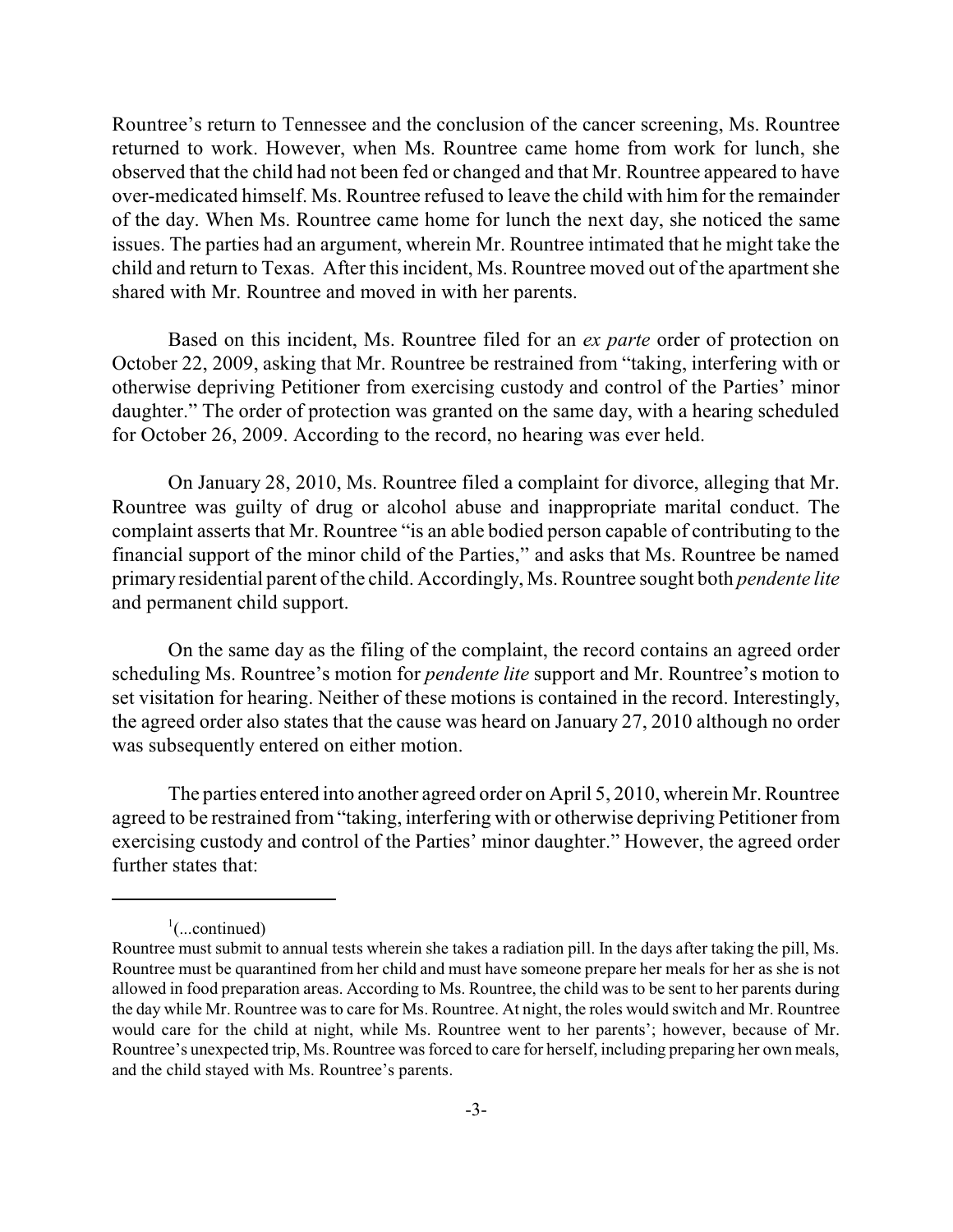Rountree's return to Tennessee and the conclusion of the cancer screening, Ms. Rountree returned to work. However, when Ms. Rountree came home from work for lunch, she observed that the child had not been fed or changed and that Mr. Rountree appeared to have over-medicated himself. Ms. Rountree refused to leave the child with him for the remainder of the day. When Ms. Rountree came home for lunch the next day, she noticed the same issues. The parties had an argument, wherein Mr. Rountree intimated that he might take the child and return to Texas. After this incident, Ms. Rountree moved out of the apartment she shared with Mr. Rountree and moved in with her parents.

Based on this incident, Ms. Rountree filed for an *ex parte* order of protection on October 22, 2009, asking that Mr. Rountree be restrained from "taking, interfering with or otherwise depriving Petitioner from exercising custody and control of the Parties' minor daughter." The order of protection was granted on the same day, with a hearing scheduled for October 26, 2009. According to the record, no hearing was ever held.

On January 28, 2010, Ms. Rountree filed a complaint for divorce, alleging that Mr. Rountree was guilty of drug or alcohol abuse and inappropriate marital conduct. The complaint asserts that Mr. Rountree "is an able bodied person capable of contributing to the financial support of the minor child of the Parties," and asks that Ms. Rountree be named primary residential parent of the child. Accordingly, Ms. Rountree sought both *pendente lite* and permanent child support.

On the same day as the filing of the complaint, the record contains an agreed order scheduling Ms. Rountree's motion for *pendente lite* support and Mr. Rountree's motion to set visitation for hearing. Neither of these motions is contained in the record. Interestingly, the agreed order also states that the cause was heard on January 27, 2010 although no order was subsequently entered on either motion.

The parties entered into another agreed order on April 5, 2010, wherein Mr. Rountree agreed to be restrained from "taking, interfering with or otherwise depriving Petitioner from exercising custody and control of the Parties' minor daughter." However, the agreed order further states that:

---

[1](...continued)
Rountree must submit to annual tests wherein she takes a radiation pill. In the days after taking the pill, Ms. Rountree must be quarantined from her child and must have someone prepare her meals for her as she is not allowed in food preparation areas. According to Ms. Rountree, the child was to be sent to her parents during the day while Mr. Rountree was to care for Ms. Rountree. At night, the roles would switch and Mr. Rountree would care for the child at night, while Ms. Rountree went to her parents'; however, because of Mr. Rountree's unexpected trip, Ms. Rountree was forced to care for herself, including preparing her own meals, and the child stayed with Ms. Rountree's parents.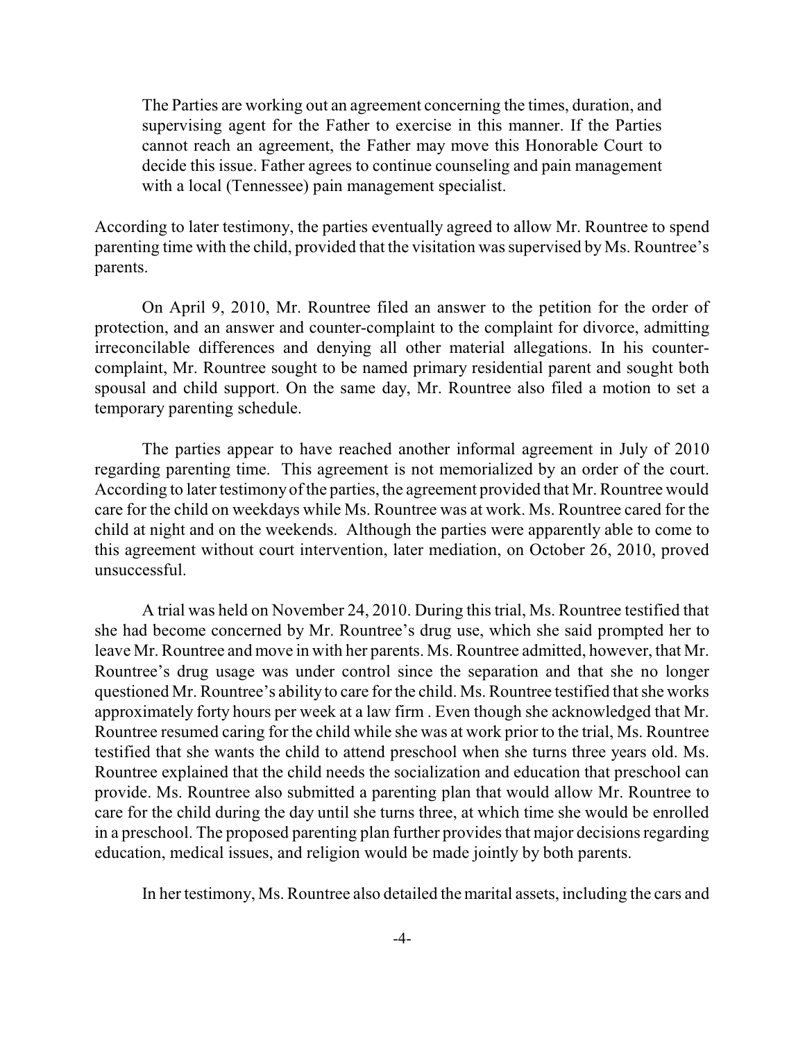> The Parties are working out an agreement concerning the times, duration, and supervising agent for the Father to exercise in this manner. If the Parties cannot reach an agreement, the Father may move this Honorable Court to decide this issue. Father agrees to continue counseling and pain management with a local (Tennessee) pain management specialist.

According to later testimony, the parties eventually agreed to allow Mr. Rountree to spend parenting time with the child, provided that the visitation was supervised by Ms. Rountree's parents.

On April 9, 2010, Mr. Rountree filed an answer to the petition for the order of protection, and an answer and counter-complaint to the complaint for divorce, admitting irreconcilable differences and denying all other material allegations. In his counter-complaint, Mr. Rountree sought to be named primary residential parent and sought both spousal and child support. On the same day, Mr. Rountree also filed a motion to set a temporary parenting schedule.

The parties appear to have reached another informal agreement in July of 2010 regarding parenting time. This agreement is not memorialized by an order of the court. According to later testimony of the parties, the agreement provided that Mr. Rountree would care for the child on weekdays while Ms. Rountree was at work. Ms. Rountree cared for the child at night and on the weekends. Although the parties were apparently able to come to this agreement without court intervention, later mediation, on October 26, 2010, proved unsuccessful.

A trial was held on November 24, 2010. During this trial, Ms. Rountree testified that she had become concerned by Mr. Rountree's drug use, which she said prompted her to leave Mr. Rountree and move in with her parents. Ms. Rountree admitted, however, that Mr. Rountree's drug usage was under control since the separation and that she no longer questioned Mr. Rountree's ability to care for the child. Ms. Rountree testified that she works approximately forty hours per week at a law firm . Even though she acknowledged that Mr. Rountree resumed caring for the child while she was at work prior to the trial, Ms. Rountree testified that she wants the child to attend preschool when she turns three years old. Ms. Rountree explained that the child needs the socialization and education that preschool can provide. Ms. Rountree also submitted a parenting plan that would allow Mr. Rountree to care for the child during the day until she turns three, at which time she would be enrolled in a preschool. The proposed parenting plan further provides that major decisions regarding education, medical issues, and religion would be made jointly by both parents.

In her testimony, Ms. Rountree also detailed the marital assets, including the cars and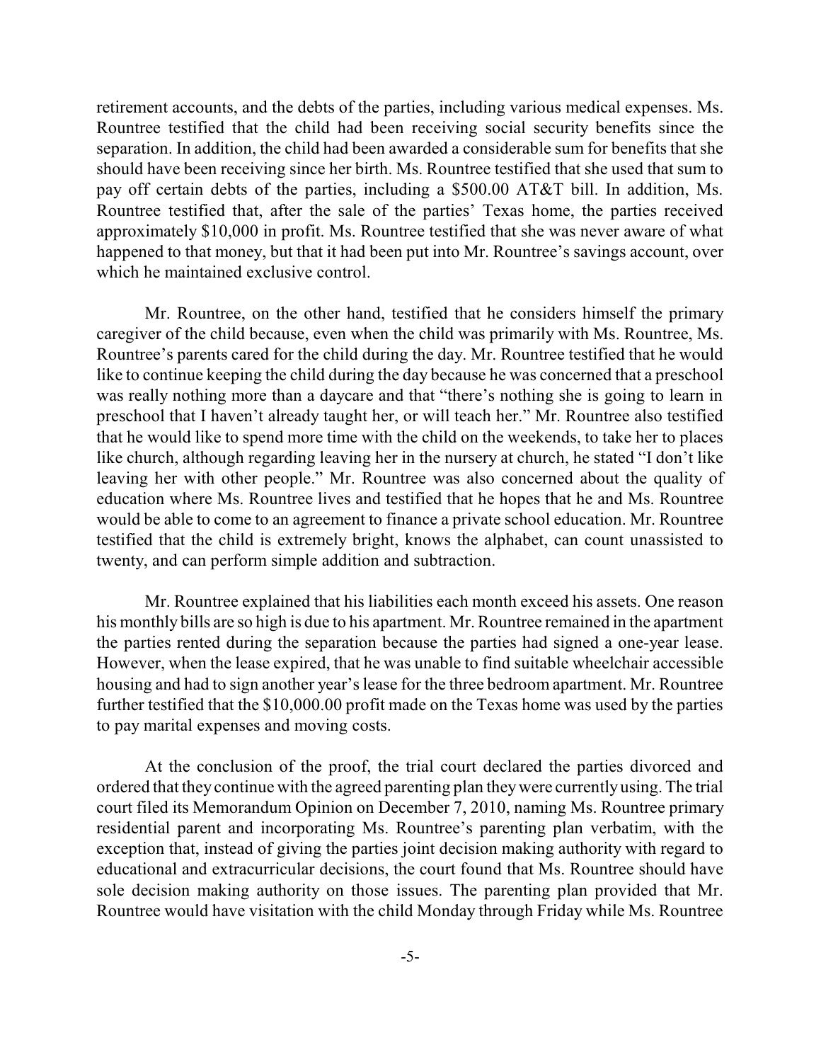retirement accounts, and the debts of the parties, including various medical expenses. Ms. Rountree testified that the child had been receiving social security benefits since the separation. In addition, the child had been awarded a considerable sum for benefits that she should have been receiving since her birth. Ms. Rountree testified that she used that sum to pay off certain debts of the parties, including a $500.00 AT&T bill. In addition, Ms. Rountree testified that, after the sale of the parties' Texas home, the parties received approximately $10,000 in profit. Ms. Rountree testified that she was never aware of what happened to that money, but that it had been put into Mr. Rountree's savings account, over which he maintained exclusive control.

Mr. Rountree, on the other hand, testified that he considers himself the primary caregiver of the child because, even when the child was primarily with Ms. Rountree, Ms. Rountree's parents cared for the child during the day. Mr. Rountree testified that he would like to continue keeping the child during the day because he was concerned that a preschool was really nothing more than a daycare and that "there's nothing she is going to learn in preschool that I haven't already taught her, or will teach her." Mr. Rountree also testified that he would like to spend more time with the child on the weekends, to take her to places like church, although regarding leaving her in the nursery at church, he stated "I don't like leaving her with other people." Mr. Rountree was also concerned about the quality of education where Ms. Rountree lives and testified that he hopes that he and Ms. Rountree would be able to come to an agreement to finance a private school education. Mr. Rountree testified that the child is extremely bright, knows the alphabet, can count unassisted to twenty, and can perform simple addition and subtraction.

Mr. Rountree explained that his liabilities each month exceed his assets. One reason his monthly bills are so high is due to his apartment. Mr. Rountree remained in the apartment the parties rented during the separation because the parties had signed a one-year lease. However, when the lease expired, that he was unable to find suitable wheelchair accessible housing and had to sign another year's lease for the three bedroom apartment. Mr. Rountree further testified that the $10,000.00 profit made on the Texas home was used by the parties to pay marital expenses and moving costs.

At the conclusion of the proof, the trial court declared the parties divorced and ordered that they continue with the agreed parenting plan they were currently using. The trial court filed its Memorandum Opinion on December 7, 2010, naming Ms. Rountree primary residential parent and incorporating Ms. Rountree's parenting plan verbatim, with the exception that, instead of giving the parties joint decision making authority with regard to educational and extracurricular decisions, the court found that Ms. Rountree should have sole decision making authority on those issues. The parenting plan provided that Mr. Rountree would have visitation with the child Monday through Friday while Ms. Rountree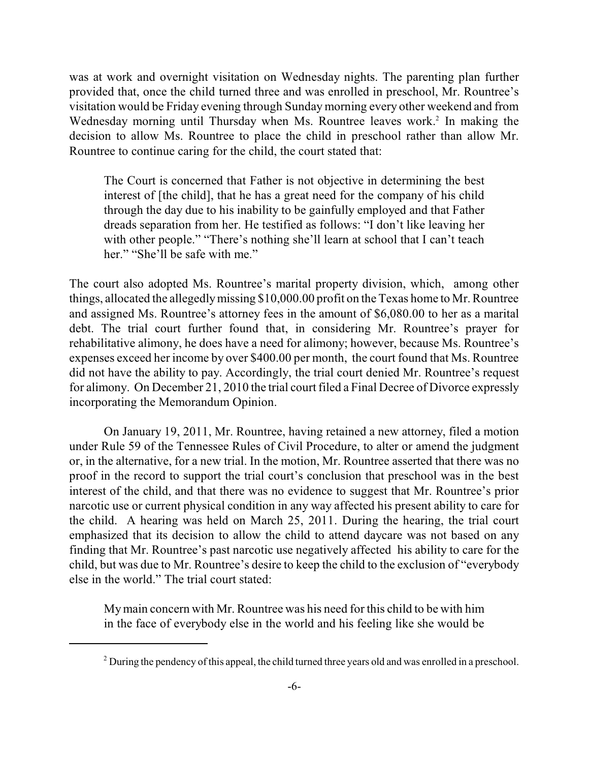was at work and overnight visitation on Wednesday nights. The parenting plan further provided that, once the child turned three and was enrolled in preschool, Mr. Rountree's visitation would be Friday evening through Sunday morning every other weekend and from Wednesday morning until Thursday when Ms. Rountree leaves work.[2] In making the decision to allow Ms. Rountree to place the child in preschool rather than allow Mr. Rountree to continue caring for the child, the court stated that:

> The Court is concerned that Father is not objective in determining the best interest of [the child], that he has a great need for the company of his child through the day due to his inability to be gainfully employed and that Father dreads separation from her. He testified as follows: "I don't like leaving her with other people." "There's nothing she'll learn at school that I can't teach her." "She'll be safe with me."

The court also adopted Ms. Rountree's marital property division, which, among other things, allocated the allegedly missing $10,000.00 profit on the Texas home to Mr. Rountree and assigned Ms. Rountree's attorney fees in the amount of $6,080.00 to her as a marital debt. The trial court further found that, in considering Mr. Rountree's prayer for rehabilitative alimony, he does have a need for alimony; however, because Ms. Rountree's expenses exceed her income by over $400.00 per month, the court found that Ms. Rountree did not have the ability to pay. Accordingly, the trial court denied Mr. Rountree's request for alimony. On December 21, 2010 the trial court filed a Final Decree of Divorce expressly incorporating the Memorandum Opinion.

On January 19, 2011, Mr. Rountree, having retained a new attorney, filed a motion under Rule 59 of the Tennessee Rules of Civil Procedure, to alter or amend the judgment or, in the alternative, for a new trial. In the motion, Mr. Rountree asserted that there was no proof in the record to support the trial court's conclusion that preschool was in the best interest of the child, and that there was no evidence to suggest that Mr. Rountree's prior narcotic use or current physical condition in any way affected his present ability to care for the child. A hearing was held on March 25, 2011. During the hearing, the trial court emphasized that its decision to allow the child to attend daycare was not based on any finding that Mr. Rountree's past narcotic use negatively affected his ability to care for the child, but was due to Mr. Rountree's desire to keep the child to the exclusion of "everybody else in the world." The trial court stated:

> My main concern with Mr. Rountree was his need for this child to be with him in the face of everybody else in the world and his feeling like she would be

---

[2] During the pendency of this appeal, the child turned three years old and was enrolled in a preschool.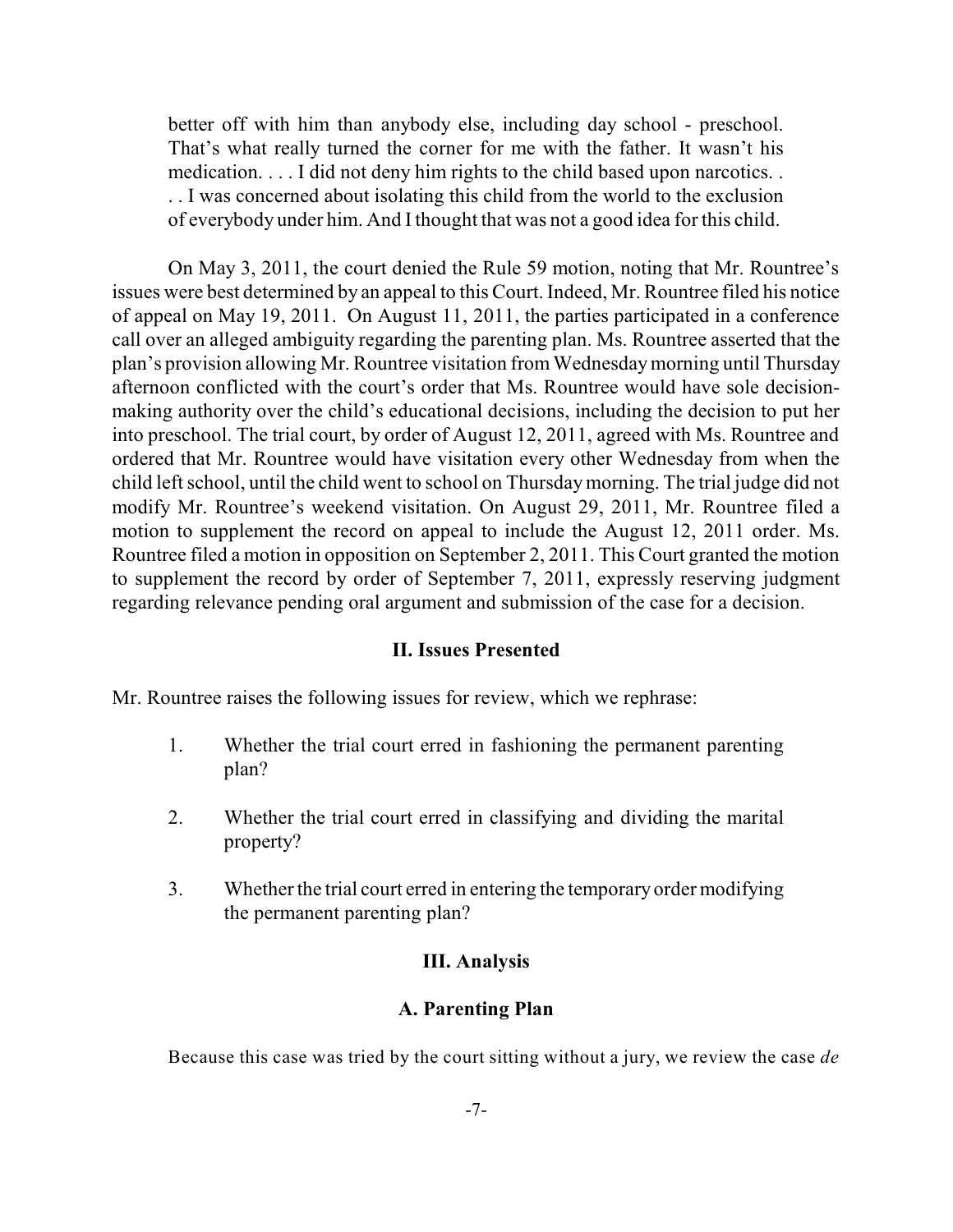> better off with him than anybody else, including day school - preschool. That's what really turned the corner for me with the father. It wasn't his medication. . . . I did not deny him rights to the child based upon narcotics. . . . I was concerned about isolating this child from the world to the exclusion of everybody under him. And I thought that was not a good idea for this child.

On May 3, 2011, the court denied the Rule 59 motion, noting that Mr. Rountree's issues were best determined by an appeal to this Court. Indeed, Mr. Rountree filed his notice of appeal on May 19, 2011. On August 11, 2011, the parties participated in a conference call over an alleged ambiguity regarding the parenting plan. Ms. Rountree asserted that the plan's provision allowing Mr. Rountree visitation from Wednesday morning until Thursday afternoon conflicted with the court's order that Ms. Rountree would have sole decision-making authority over the child's educational decisions, including the decision to put her into preschool. The trial court, by order of August 12, 2011, agreed with Ms. Rountree and ordered that Mr. Rountree would have visitation every other Wednesday from when the child left school, until the child went to school on Thursday morning. The trial judge did not modify Mr. Rountree's weekend visitation. On August 29, 2011, Mr. Rountree filed a motion to supplement the record on appeal to include the August 12, 2011 order. Ms. Rountree filed a motion in opposition on September 2, 2011. This Court granted the motion to supplement the record by order of September 7, 2011, expressly reserving judgment regarding relevance pending oral argument and submission of the case for a decision.

## II. Issues Presented

Mr. Rountree raises the following issues for review, which we rephrase:

1. Whether the trial court erred in fashioning the permanent parenting plan?
2. Whether the trial court erred in classifying and dividing the marital property?
3. Whether the trial court erred in entering the temporary order modifying the permanent parenting plan?

## III. Analysis

### A. Parenting Plan

Because this case was tried by the court sitting without a jury, we review the case *de*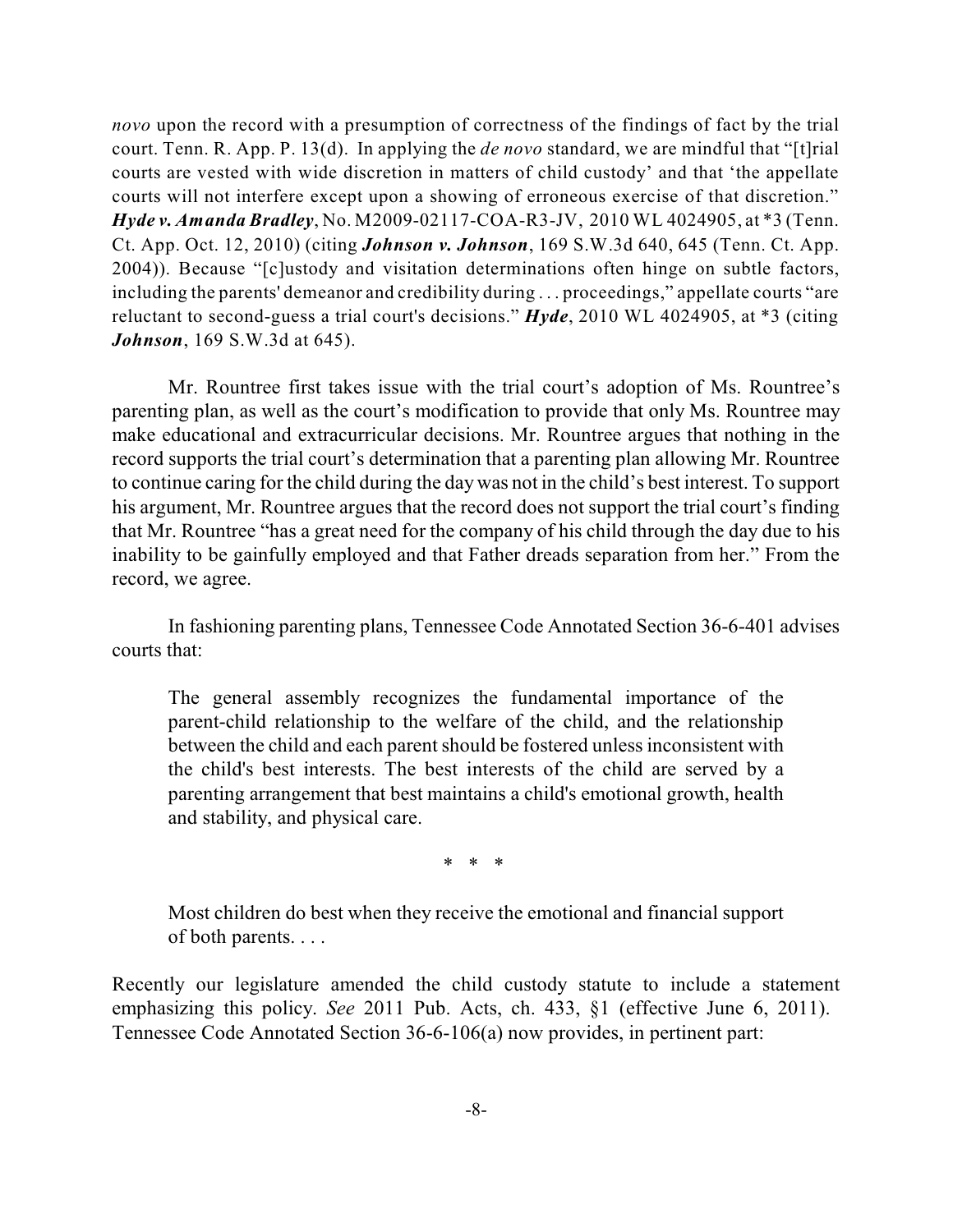*novo* upon the record with a presumption of correctness of the findings of fact by the trial court. Tenn. R. App. P. 13(d). In applying the *de novo* standard, we are mindful that "[t]rial courts are vested with wide discretion in matters of child custody' and that 'the appellate courts will not interfere except upon a showing of erroneous exercise of that discretion." ***Hyde v. Amanda Bradley***, No. M2009-02117-COA-R3-JV, 2010 WL 4024905, at *3 (Tenn. Ct. App. Oct. 12, 2010) (citing ***Johnson v. Johnson***, 169 S.W.3d 640, 645 (Tenn. Ct. App. 2004)). Because "[c]ustody and visitation determinations often hinge on subtle factors, including the parents' demeanor and credibility during . . . proceedings," appellate courts "are reluctant to second-guess a trial court's decisions." ***Hyde***, 2010 WL 4024905, at *3 (citing ***Johnson***, 169 S.W.3d at 645).

Mr. Rountree first takes issue with the trial court's adoption of Ms. Rountree's parenting plan, as well as the court's modification to provide that only Ms. Rountree may make educational and extracurricular decisions. Mr. Rountree argues that nothing in the record supports the trial court's determination that a parenting plan allowing Mr. Rountree to continue caring for the child during the day was not in the child's best interest. To support his argument, Mr. Rountree argues that the record does not support the trial court's finding that Mr. Rountree "has a great need for the company of his child through the day due to his inability to be gainfully employed and that Father dreads separation from her." From the record, we agree.

In fashioning parenting plans, Tennessee Code Annotated Section 36-6-401 advises courts that:

> The general assembly recognizes the fundamental importance of the parent-child relationship to the welfare of the child, and the relationship between the child and each parent should be fostered unless inconsistent with the child's best interests. The best interests of the child are served by a parenting arrangement that best maintains a child's emotional growth, health and stability, and physical care.
>
> \* \* \*
>
> Most children do best when they receive the emotional and financial support of both parents. . . .

Recently our legislature amended the child custody statute to include a statement emphasizing this policy. *See* 2011 Pub. Acts, ch. 433, §1 (effective June 6, 2011). Tennessee Code Annotated Section 36-6-106(a) now provides, in pertinent part: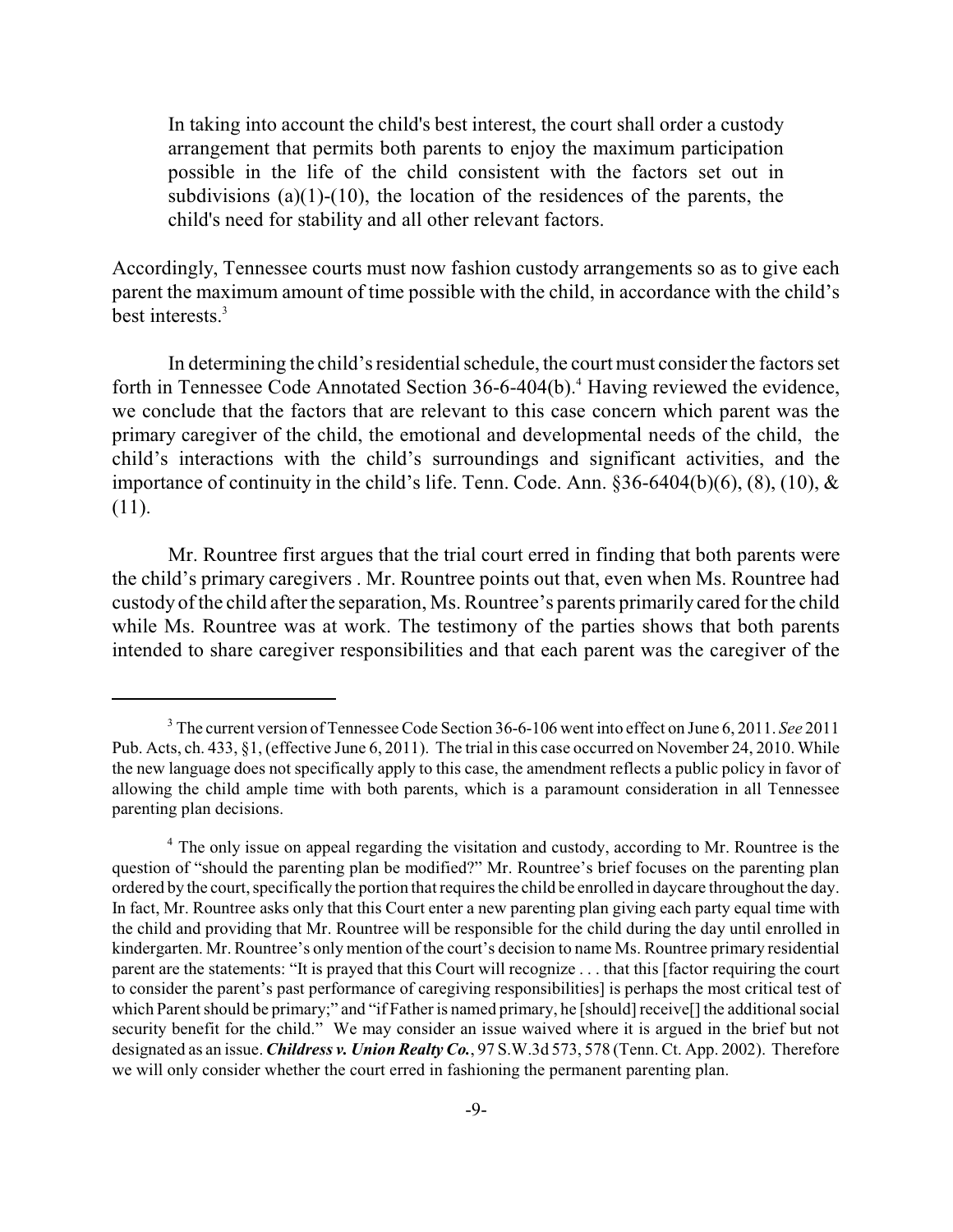> In taking into account the child's best interest, the court shall order a custody arrangement that permits both parents to enjoy the maximum participation possible in the life of the child consistent with the factors set out in subdivisions (a)(1)-(10), the location of the residences of the parents, the child's need for stability and all other relevant factors.

Accordingly, Tennessee courts must now fashion custody arrangements so as to give each parent the maximum amount of time possible with the child, in accordance with the child's best interests.[3]

In determining the child's residential schedule, the court must consider the factors set forth in Tennessee Code Annotated Section 36-6-404(b).[4] Having reviewed the evidence, we conclude that the factors that are relevant to this case concern which parent was the primary caregiver of the child, the emotional and developmental needs of the child, the child's interactions with the child's surroundings and significant activities, and the importance of continuity in the child's life. Tenn. Code. Ann. §36-6404(b)(6), (8), (10), & (11).

Mr. Rountree first argues that the trial court erred in finding that both parents were the child's primary caregivers . Mr. Rountree points out that, even when Ms. Rountree had custody of the child after the separation, Ms. Rountree's parents primarily cared for the child while Ms. Rountree was at work. The testimony of the parties shows that both parents intended to share caregiver responsibilities and that each parent was the caregiver of the

---

[3] The current version of Tennessee Code Section 36-6-106 went into effect on June 6, 2011. *See* 2011 Pub. Acts, ch. 433, §1, (effective June 6, 2011). The trial in this case occurred on November 24, 2010. While the new language does not specifically apply to this case, the amendment reflects a public policy in favor of allowing the child ample time with both parents, which is a paramount consideration in all Tennessee parenting plan decisions.

[4] The only issue on appeal regarding the visitation and custody, according to Mr. Rountree is the question of "should the parenting plan be modified?" Mr. Rountree's brief focuses on the parenting plan ordered by the court, specifically the portion that requires the child be enrolled in daycare throughout the day. In fact, Mr. Rountree asks only that this Court enter a new parenting plan giving each party equal time with the child and providing that Mr. Rountree will be responsible for the child during the day until enrolled in kindergarten. Mr. Rountree's only mention of the court's decision to name Ms. Rountree primary residential parent are the statements: "It is prayed that this Court will recognize . . . that this [factor requiring the court to consider the parent's past performance of caregiving responsibilities] is perhaps the most critical test of which Parent should be primary;" and "if Father is named primary, he [should] receive[] the additional social security benefit for the child." We may consider an issue waived where it is argued in the brief but not designated as an issue. ***Childress v. Union Realty Co.***, 97 S.W.3d 573, 578 (Tenn. Ct. App. 2002). Therefore we will only consider whether the court erred in fashioning the permanent parenting plan.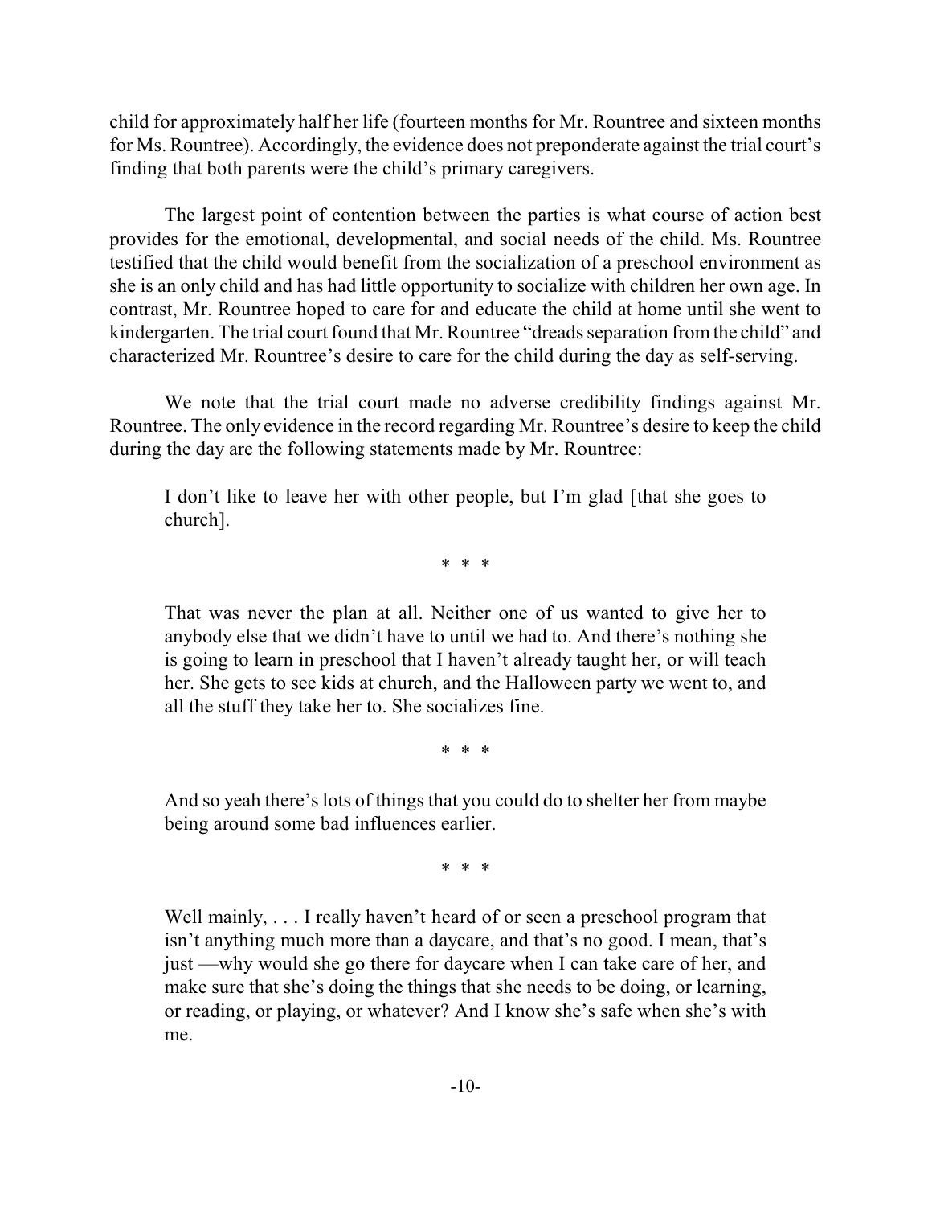child for approximately half her life (fourteen months for Mr. Rountree and sixteen months for Ms. Rountree). Accordingly, the evidence does not preponderate against the trial court's finding that both parents were the child's primary caregivers.

The largest point of contention between the parties is what course of action best provides for the emotional, developmental, and social needs of the child. Ms. Rountree testified that the child would benefit from the socialization of a preschool environment as she is an only child and has had little opportunity to socialize with children her own age. In contrast, Mr. Rountree hoped to care for and educate the child at home until she went to kindergarten. The trial court found that Mr. Rountree "dreads separation from the child" and characterized Mr. Rountree's desire to care for the child during the day as self-serving.

We note that the trial court made no adverse credibility findings against Mr. Rountree. The only evidence in the record regarding Mr. Rountree's desire to keep the child during the day are the following statements made by Mr. Rountree:

> I don't like to leave her with other people, but I'm glad [that she goes to church].
>
> \* \* \*
>
> That was never the plan at all. Neither one of us wanted to give her to anybody else that we didn't have to until we had to. And there's nothing she is going to learn in preschool that I haven't already taught her, or will teach her. She gets to see kids at church, and the Halloween party we went to, and all the stuff they take her to. She socializes fine.
>
> \* \* \*
>
> And so yeah there's lots of things that you could do to shelter her from maybe being around some bad influences earlier.
>
> \* \* \*
>
> Well mainly, . . . I really haven't heard of or seen a preschool program that isn't anything much more than a daycare, and that's no good. I mean, that's just —why would she go there for daycare when I can take care of her, and make sure that she's doing the things that she needs to be doing, or learning, or reading, or playing, or whatever? And I know she's safe when she's with me.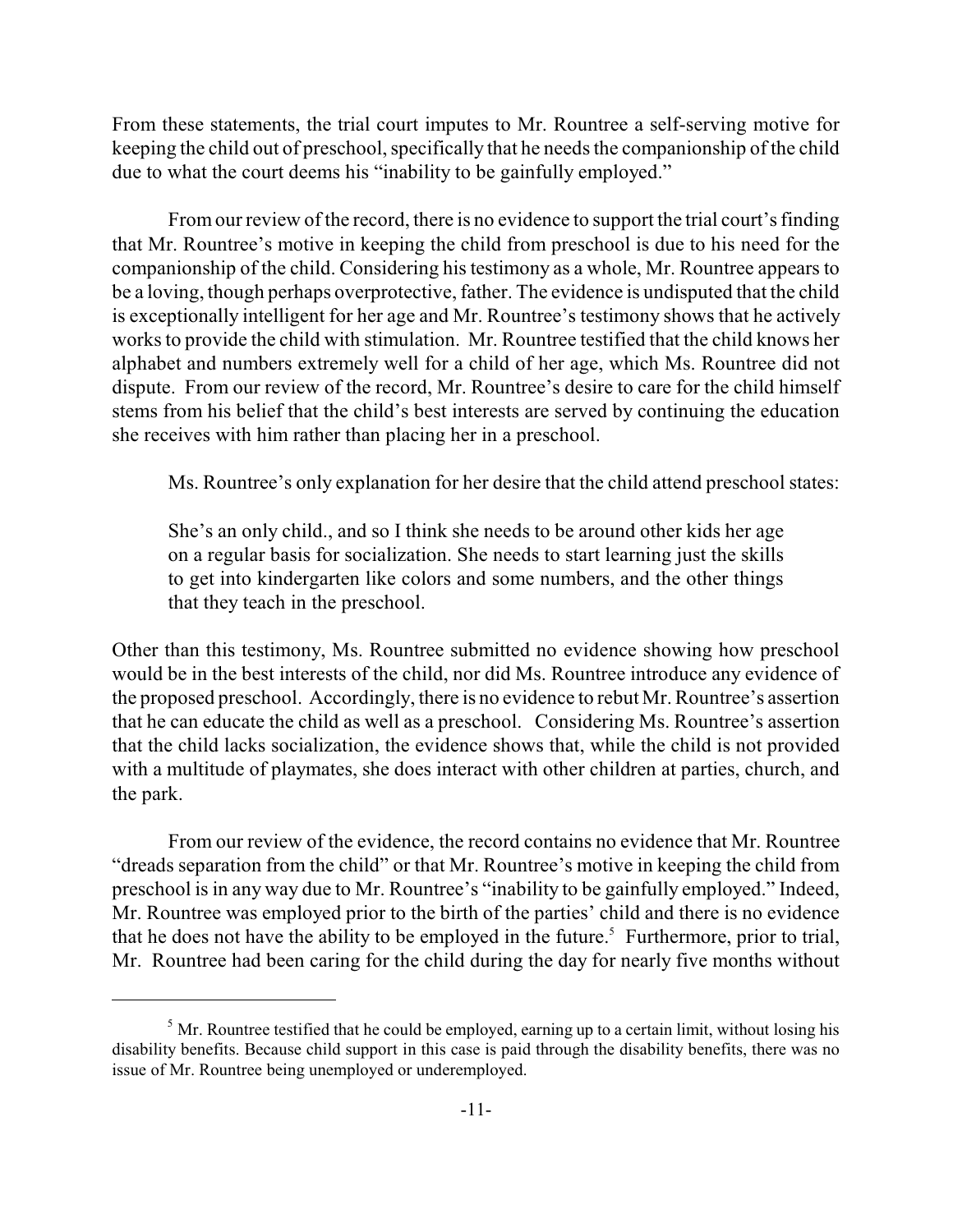From these statements, the trial court imputes to Mr. Rountree a self-serving motive for keeping the child out of preschool, specifically that he needs the companionship of the child due to what the court deems his "inability to be gainfully employed."

From our review of the record, there is no evidence to support the trial court's finding that Mr. Rountree's motive in keeping the child from preschool is due to his need for the companionship of the child. Considering his testimony as a whole, Mr. Rountree appears to be a loving, though perhaps overprotective, father. The evidence is undisputed that the child is exceptionally intelligent for her age and Mr. Rountree's testimony shows that he actively works to provide the child with stimulation. Mr. Rountree testified that the child knows her alphabet and numbers extremely well for a child of her age, which Ms. Rountree did not dispute. From our review of the record, Mr. Rountree's desire to care for the child himself stems from his belief that the child's best interests are served by continuing the education she receives with him rather than placing her in a preschool.

Ms. Rountree's only explanation for her desire that the child attend preschool states:

> She's an only child., and so I think she needs to be around other kids her age on a regular basis for socialization. She needs to start learning just the skills to get into kindergarten like colors and some numbers, and the other things that they teach in the preschool.

Other than this testimony, Ms. Rountree submitted no evidence showing how preschool would be in the best interests of the child, nor did Ms. Rountree introduce any evidence of the proposed preschool. Accordingly, there is no evidence to rebut Mr. Rountree's assertion that he can educate the child as well as a preschool. Considering Ms. Rountree's assertion that the child lacks socialization, the evidence shows that, while the child is not provided with a multitude of playmates, she does interact with other children at parties, church, and the park.

From our review of the evidence, the record contains no evidence that Mr. Rountree "dreads separation from the child" or that Mr. Rountree's motive in keeping the child from preschool is in any way due to Mr. Rountree's "inability to be gainfully employed." Indeed, Mr. Rountree was employed prior to the birth of the parties' child and there is no evidence that he does not have the ability to be employed in the future.[5] Furthermore, prior to trial, Mr. Rountree had been caring for the child during the day for nearly five months without

---

[5] Mr. Rountree testified that he could be employed, earning up to a certain limit, without losing his disability benefits. Because child support in this case is paid through the disability benefits, there was no issue of Mr. Rountree being unemployed or underemployed.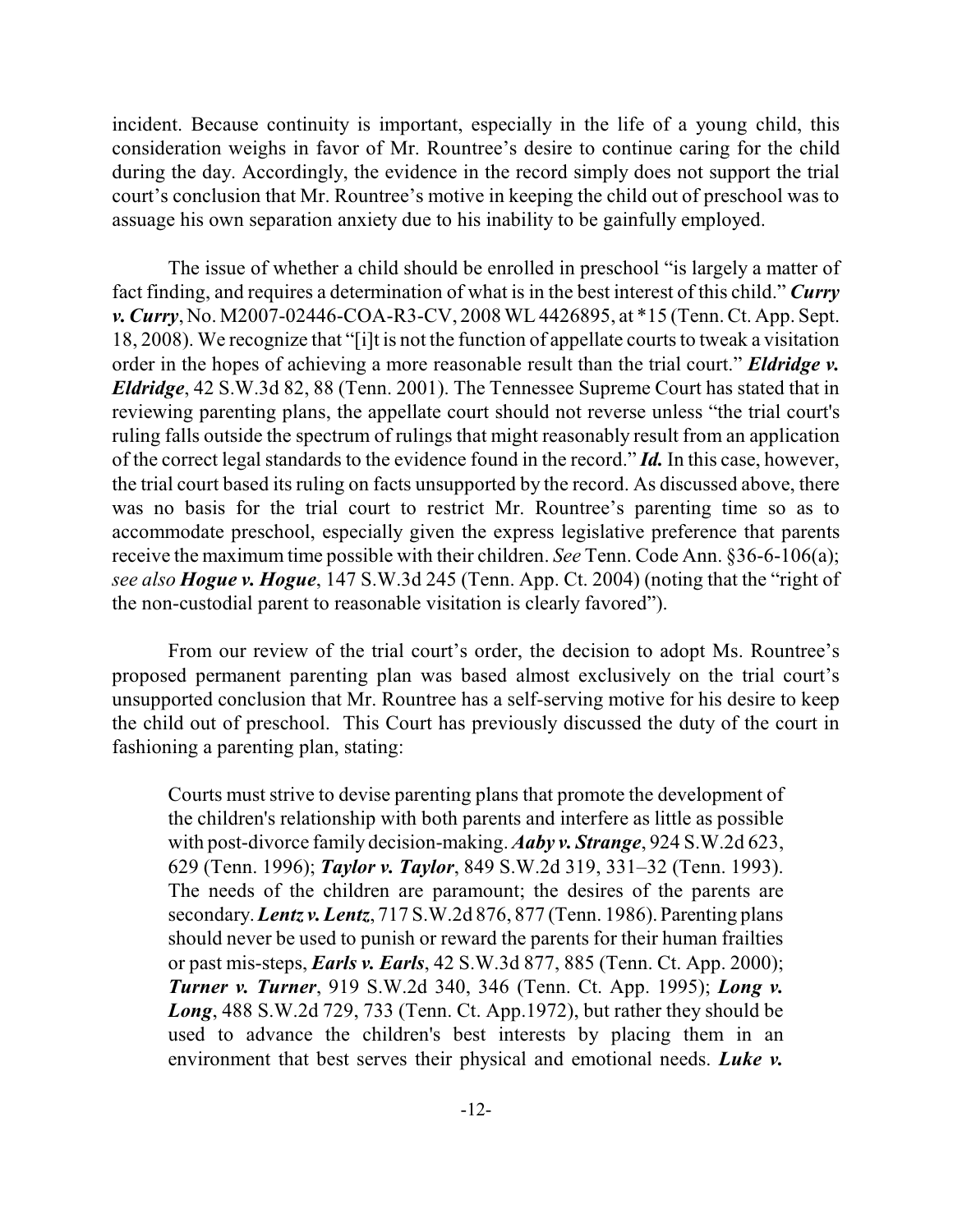incident. Because continuity is important, especially in the life of a young child, this consideration weighs in favor of Mr. Rountree's desire to continue caring for the child during the day. Accordingly, the evidence in the record simply does not support the trial court's conclusion that Mr. Rountree's motive in keeping the child out of preschool was to assuage his own separation anxiety due to his inability to be gainfully employed.

The issue of whether a child should be enrolled in preschool "is largely a matter of fact finding, and requires a determination of what is in the best interest of this child." ***Curry v. Curry***, No. M2007-02446-COA-R3-CV, 2008 WL 4426895, at *15 (Tenn. Ct. App. Sept. 18, 2008). We recognize that "[i]t is not the function of appellate courts to tweak a visitation order in the hopes of achieving a more reasonable result than the trial court." ***Eldridge v. Eldridge***, 42 S.W.3d 82, 88 (Tenn. 2001). The Tennessee Supreme Court has stated that in reviewing parenting plans, the appellate court should not reverse unless "the trial court's ruling falls outside the spectrum of rulings that might reasonably result from an application of the correct legal standards to the evidence found in the record." ***Id.*** In this case, however, the trial court based its ruling on facts unsupported by the record. As discussed above, there was no basis for the trial court to restrict Mr. Rountree's parenting time so as to accommodate preschool, especially given the express legislative preference that parents receive the maximum time possible with their children. *See* Tenn. Code Ann. §36-6-106(a); *see also* ***Hogue v. Hogue***, 147 S.W.3d 245 (Tenn. App. Ct. 2004) (noting that the "right of the non-custodial parent to reasonable visitation is clearly favored").

From our review of the trial court's order, the decision to adopt Ms. Rountree's proposed permanent parenting plan was based almost exclusively on the trial court's unsupported conclusion that Mr. Rountree has a self-serving motive for his desire to keep the child out of preschool. This Court has previously discussed the duty of the court in fashioning a parenting plan, stating:

> Courts must strive to devise parenting plans that promote the development of the children's relationship with both parents and interfere as little as possible with post-divorce family decision-making. ***Aaby v. Strange***, 924 S.W.2d 623, 629 (Tenn. 1996); ***Taylor v. Taylor***, 849 S.W.2d 319, 331–32 (Tenn. 1993). The needs of the children are paramount; the desires of the parents are secondary. ***Lentz v. Lentz***, 717 S.W.2d 876, 877 (Tenn. 1986). Parenting plans should never be used to punish or reward the parents for their human frailties or past mis-steps, ***Earls v. Earls***, 42 S.W.3d 877, 885 (Tenn. Ct. App. 2000); ***Turner v. Turner***, 919 S.W.2d 340, 346 (Tenn. Ct. App. 1995); ***Long v. Long***, 488 S.W.2d 729, 733 (Tenn. Ct. App.1972), but rather they should be used to advance the children's best interests by placing them in an environment that best serves their physical and emotional needs. ***Luke v.***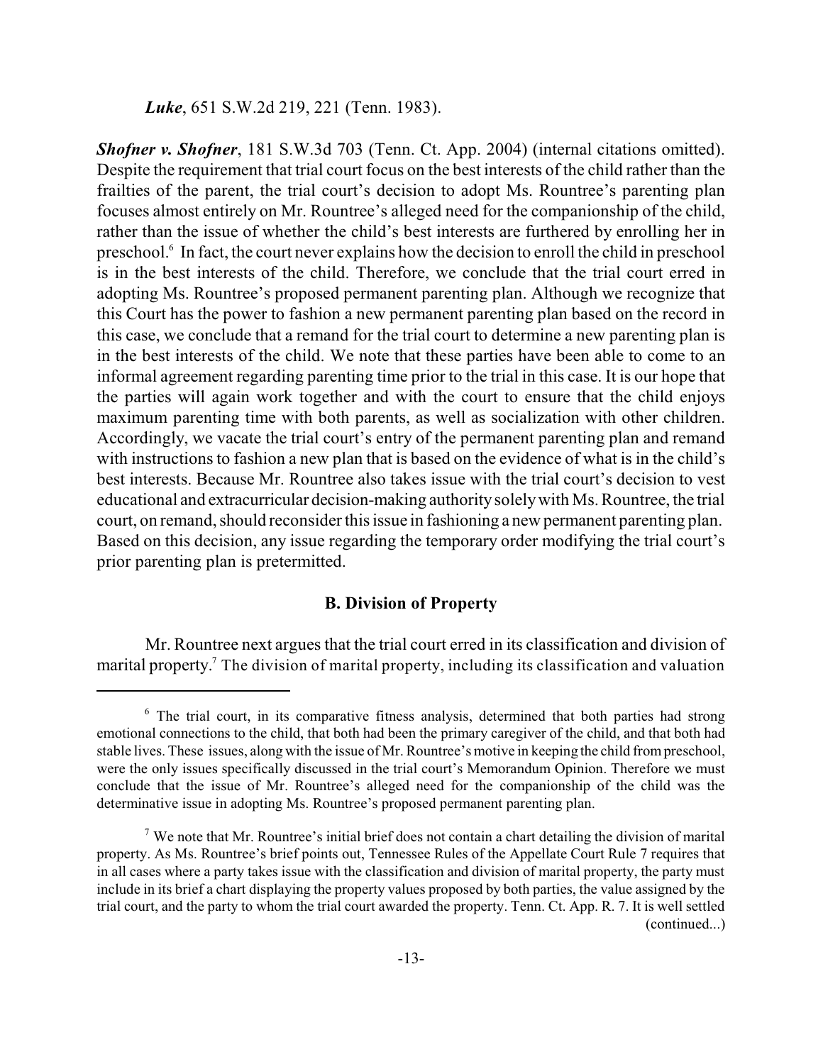*Luke*, 651 S.W.2d 219, 221 (Tenn. 1983).

***Shofner v. Shofner***, 181 S.W.3d 703 (Tenn. Ct. App. 2004) (internal citations omitted). Despite the requirement that trial court focus on the best interests of the child rather than the frailties of the parent, the trial court's decision to adopt Ms. Rountree's parenting plan focuses almost entirely on Mr. Rountree's alleged need for the companionship of the child, rather than the issue of whether the child's best interests are furthered by enrolling her in preschool.[6] In fact, the court never explains how the decision to enroll the child in preschool is in the best interests of the child. Therefore, we conclude that the trial court erred in adopting Ms. Rountree's proposed permanent parenting plan. Although we recognize that this Court has the power to fashion a new permanent parenting plan based on the record in this case, we conclude that a remand for the trial court to determine a new parenting plan is in the best interests of the child. We note that these parties have been able to come to an informal agreement regarding parenting time prior to the trial in this case. It is our hope that the parties will again work together and with the court to ensure that the child enjoys maximum parenting time with both parents, as well as socialization with other children. Accordingly, we vacate the trial court's entry of the permanent parenting plan and remand with instructions to fashion a new plan that is based on the evidence of what is in the child's best interests. Because Mr. Rountree also takes issue with the trial court's decision to vest educational and extracurricular decision-making authority solely with Ms. Rountree, the trial court, on remand, should reconsider this issue in fashioning a new permanent parenting plan. Based on this decision, any issue regarding the temporary order modifying the trial court's prior parenting plan is pretermitted.

### B. Division of Property

Mr. Rountree next argues that the trial court erred in its classification and division of marital property.[7] The division of marital property, including its classification and valuation

---

[6] The trial court, in its comparative fitness analysis, determined that both parties had strong emotional connections to the child, that both had been the primary caregiver of the child, and that both had stable lives. These issues, along with the issue of Mr. Rountree's motive in keeping the child from preschool, were the only issues specifically discussed in the trial court's Memorandum Opinion. Therefore we must conclude that the issue of Mr. Rountree's alleged need for the companionship of the child was the determinative issue in adopting Ms. Rountree's proposed permanent parenting plan.

[7] We note that Mr. Rountree's initial brief does not contain a chart detailing the division of marital property. As Ms. Rountree's brief points out, Tennessee Rules of the Appellate Court Rule 7 requires that in all cases where a party takes issue with the classification and division of marital property, the party must include in its brief a chart displaying the property values proposed by both parties, the value assigned by the trial court, and the party to whom the trial court awarded the property. Tenn. Ct. App. R. 7. It is well settled (continued...)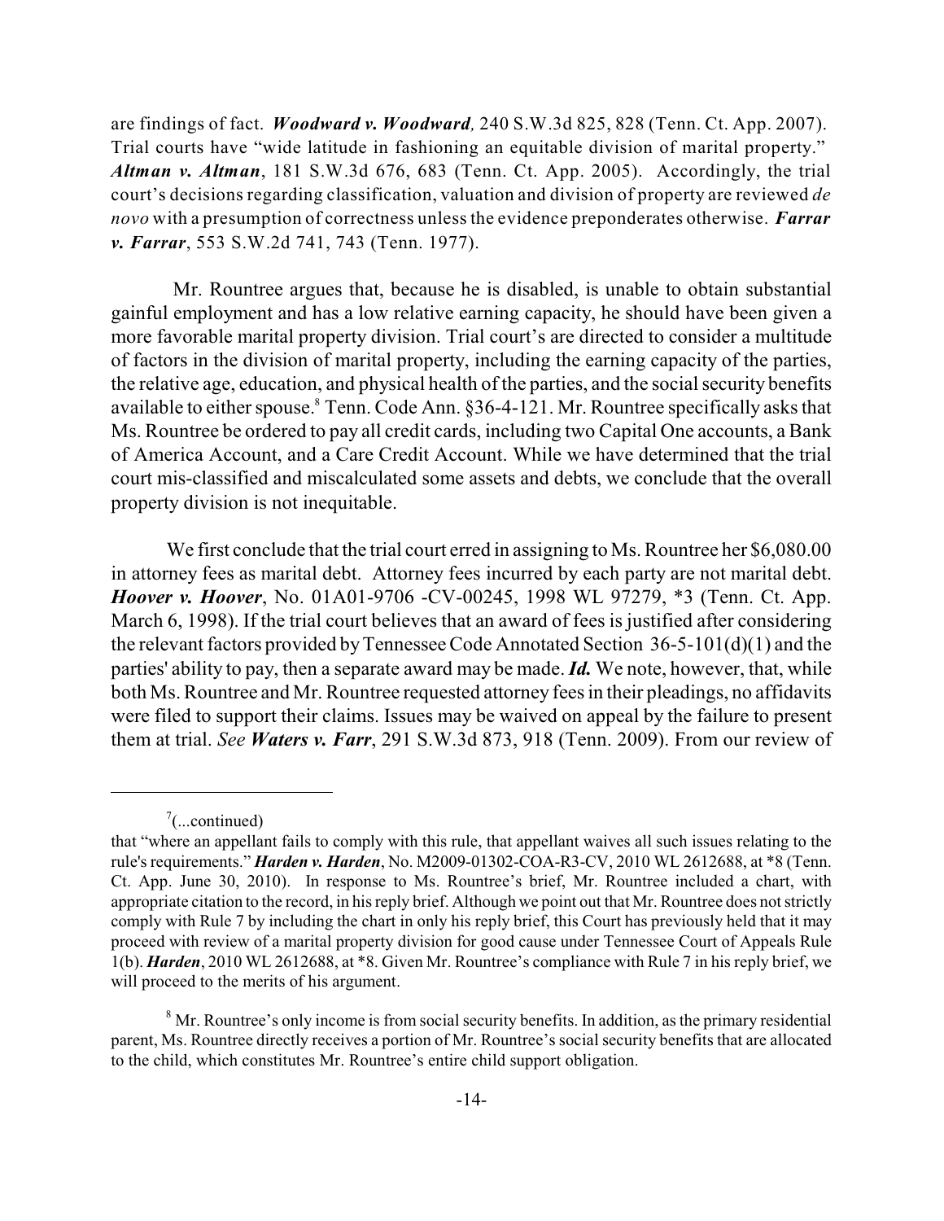are findings of fact. ***Woodward v. Woodward,*** 240 S.W.3d 825, 828 (Tenn. Ct. App. 2007). Trial courts have "wide latitude in fashioning an equitable division of marital property." ***Altman v. Altman***, 181 S.W.3d 676, 683 (Tenn. Ct. App. 2005). Accordingly, the trial court's decisions regarding classification, valuation and division of property are reviewed *de novo* with a presumption of correctness unless the evidence preponderates otherwise. ***Farrar v. Farrar***, 553 S.W.2d 741, 743 (Tenn. 1977).

Mr. Rountree argues that, because he is disabled, is unable to obtain substantial gainful employment and has a low relative earning capacity, he should have been given a more favorable marital property division. Trial court's are directed to consider a multitude of factors in the division of marital property, including the earning capacity of the parties, the relative age, education, and physical health of the parties, and the social security benefits available to either spouse.[8] Tenn. Code Ann. §36-4-121. Mr. Rountree specifically asks that Ms. Rountree be ordered to pay all credit cards, including two Capital One accounts, a Bank of America Account, and a Care Credit Account. While we have determined that the trial court mis-classified and miscalculated some assets and debts, we conclude that the overall property division is not inequitable.

We first conclude that the trial court erred in assigning to Ms. Rountree her $6,080.00 in attorney fees as marital debt. Attorney fees incurred by each party are not marital debt. ***Hoover v. Hoover***, No. 01A01-9706 -CV-00245, 1998 WL 97279, *3 (Tenn. Ct. App. March 6, 1998). If the trial court believes that an award of fees is justified after considering the relevant factors provided by Tennessee Code Annotated Section 36-5-101(d)(1) and the parties' ability to pay, then a separate award may be made. ***Id.*** We note, however, that, while both Ms. Rountree and Mr. Rountree requested attorney fees in their pleadings, no affidavits were filed to support their claims. Issues may be waived on appeal by the failure to present them at trial. *See* ***Waters v. Farr***, 291 S.W.3d 873, 918 (Tenn. 2009). From our review of

---

[7](...continued)

that "where an appellant fails to comply with this rule, that appellant waives all such issues relating to the rule's requirements." ***Harden v. Harden***, No. M2009-01302-COA-R3-CV, 2010 WL 2612688, at *8 (Tenn. Ct. App. June 30, 2010). In response to Ms. Rountree's brief, Mr. Rountree included a chart, with appropriate citation to the record, in his reply brief. Although we point out that Mr. Rountree does not strictly comply with Rule 7 by including the chart in only his reply brief, this Court has previously held that it may proceed with review of a marital property division for good cause under Tennessee Court of Appeals Rule 1(b). ***Harden***, 2010 WL 2612688, at *8. Given Mr. Rountree's compliance with Rule 7 in his reply brief, we will proceed to the merits of his argument.

[8] Mr. Rountree's only income is from social security benefits. In addition, as the primary residential parent, Ms. Rountree directly receives a portion of Mr. Rountree's social security benefits that are allocated to the child, which constitutes Mr. Rountree's entire child support obligation.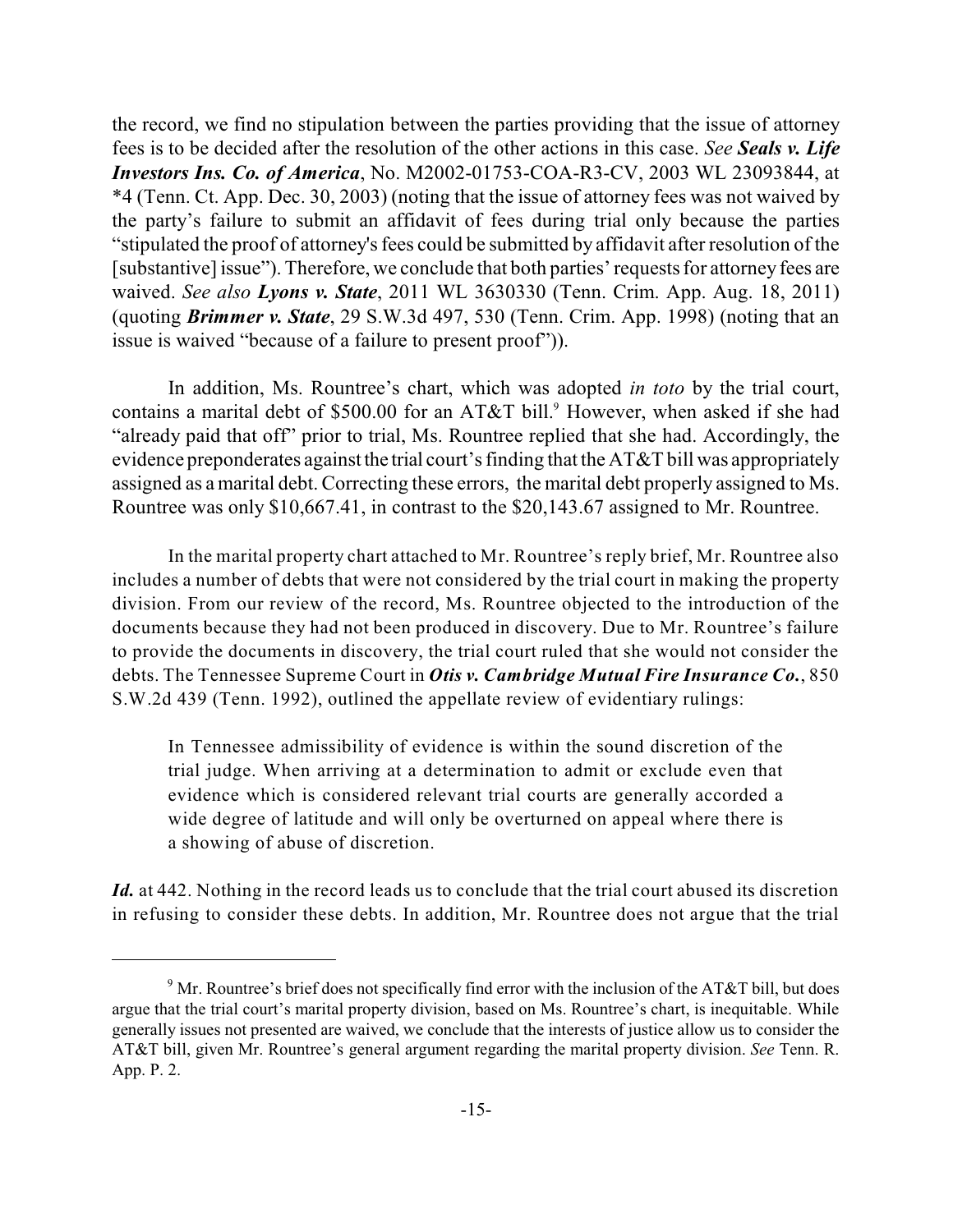the record, we find no stipulation between the parties providing that the issue of attorney fees is to be decided after the resolution of the other actions in this case. *See* ***Seals v. Life Investors Ins. Co. of America***, No. M2002-01753-COA-R3-CV, 2003 WL 23093844, at *4 (Tenn. Ct. App. Dec. 30, 2003) (noting that the issue of attorney fees was not waived by the party's failure to submit an affidavit of fees during trial only because the parties "stipulated the proof of attorney's fees could be submitted by affidavit after resolution of the [substantive] issue"). Therefore, we conclude that both parties' requests for attorney fees are waived. *See also* ***Lyons v. State***, 2011 WL 3630330 (Tenn. Crim. App. Aug. 18, 2011) (quoting ***Brimmer v. State***, 29 S.W.3d 497, 530 (Tenn. Crim. App. 1998) (noting that an issue is waived "because of a failure to present proof")).

In addition, Ms. Rountree's chart, which was adopted *in toto* by the trial court, contains a marital debt of $500.00 for an AT&T bill.[9] However, when asked if she had "already paid that off" prior to trial, Ms. Rountree replied that she had. Accordingly, the evidence preponderates against the trial court's finding that the AT&T bill was appropriately assigned as a marital debt. Correcting these errors, the marital debt properly assigned to Ms. Rountree was only $10,667.41, in contrast to the $20,143.67 assigned to Mr. Rountree.

In the marital property chart attached to Mr. Rountree's reply brief, Mr. Rountree also includes a number of debts that were not considered by the trial court in making the property division. From our review of the record, Ms. Rountree objected to the introduction of the documents because they had not been produced in discovery. Due to Mr. Rountree's failure to provide the documents in discovery, the trial court ruled that she would not consider the debts. The Tennessee Supreme Court in ***Otis v. Cambridge Mutual Fire Insurance Co.***, 850 S.W.2d 439 (Tenn. 1992), outlined the appellate review of evidentiary rulings:

> In Tennessee admissibility of evidence is within the sound discretion of the trial judge. When arriving at a determination to admit or exclude even that evidence which is considered relevant trial courts are generally accorded a wide degree of latitude and will only be overturned on appeal where there is a showing of abuse of discretion.

***Id.*** at 442. Nothing in the record leads us to conclude that the trial court abused its discretion in refusing to consider these debts. In addition, Mr. Rountree does not argue that the trial

---

[9] Mr. Rountree's brief does not specifically find error with the inclusion of the AT&T bill, but does argue that the trial court's marital property division, based on Ms. Rountree's chart, is inequitable. While generally issues not presented are waived, we conclude that the interests of justice allow us to consider the AT&T bill, given Mr. Rountree's general argument regarding the marital property division. *See* Tenn. R. App. P. 2.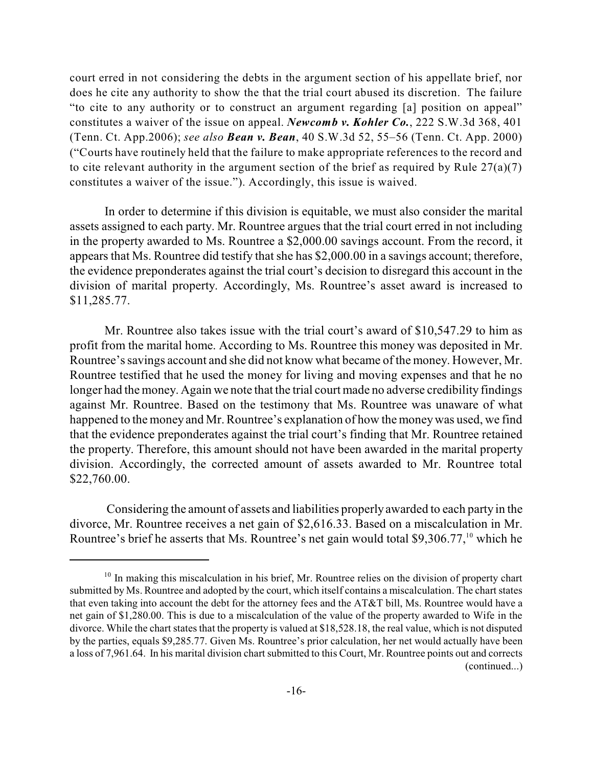court erred in not considering the debts in the argument section of his appellate brief, nor does he cite any authority to show the that the trial court abused its discretion. The failure "to cite to any authority or to construct an argument regarding [a] position on appeal" constitutes a waiver of the issue on appeal. ***Newcomb v. Kohler Co.***, 222 S.W.3d 368, 401 (Tenn. Ct. App.2006); *see also* ***Bean v. Bean***, 40 S.W.3d 52, 55–56 (Tenn. Ct. App. 2000) ("Courts have routinely held that the failure to make appropriate references to the record and to cite relevant authority in the argument section of the brief as required by Rule 27(a)(7) constitutes a waiver of the issue."). Accordingly, this issue is waived.

In order to determine if this division is equitable, we must also consider the marital assets assigned to each party. Mr. Rountree argues that the trial court erred in not including in the property awarded to Ms. Rountree a $2,000.00 savings account. From the record, it appears that Ms. Rountree did testify that she has $2,000.00 in a savings account; therefore, the evidence preponderates against the trial court's decision to disregard this account in the division of marital property. Accordingly, Ms. Rountree's asset award is increased to $11,285.77.

Mr. Rountree also takes issue with the trial court's award of $10,547.29 to him as profit from the marital home. According to Ms. Rountree this money was deposited in Mr. Rountree's savings account and she did not know what became of the money. However, Mr. Rountree testified that he used the money for living and moving expenses and that he no longer had the money. Again we note that the trial court made no adverse credibility findings against Mr. Rountree. Based on the testimony that Ms. Rountree was unaware of what happened to the money and Mr. Rountree's explanation of how the money was used, we find that the evidence preponderates against the trial court's finding that Mr. Rountree retained the property. Therefore, this amount should not have been awarded in the marital property division. Accordingly, the corrected amount of assets awarded to Mr. Rountree total $22,760.00.

Considering the amount of assets and liabilities properly awarded to each party in the divorce, Mr. Rountree receives a net gain of $2,616.33. Based on a miscalculation in Mr. Rountree's brief he asserts that Ms. Rountree's net gain would total $9,306.77,[10] which he

---

[10] In making this miscalculation in his brief, Mr. Rountree relies on the division of property chart submitted by Ms. Rountree and adopted by the court, which itself contains a miscalculation. The chart states that even taking into account the debt for the attorney fees and the AT&T bill, Ms. Rountree would have a net gain of $1,280.00. This is due to a miscalculation of the value of the property awarded to Wife in the divorce. While the chart states that the property is valued at $18,528.18, the real value, which is not disputed by the parties, equals $9,285.77. Given Ms. Rountree's prior calculation, her net would actually have been a loss of 7,961.64. In his marital division chart submitted to this Court, Mr. Rountree points out and corrects (continued...)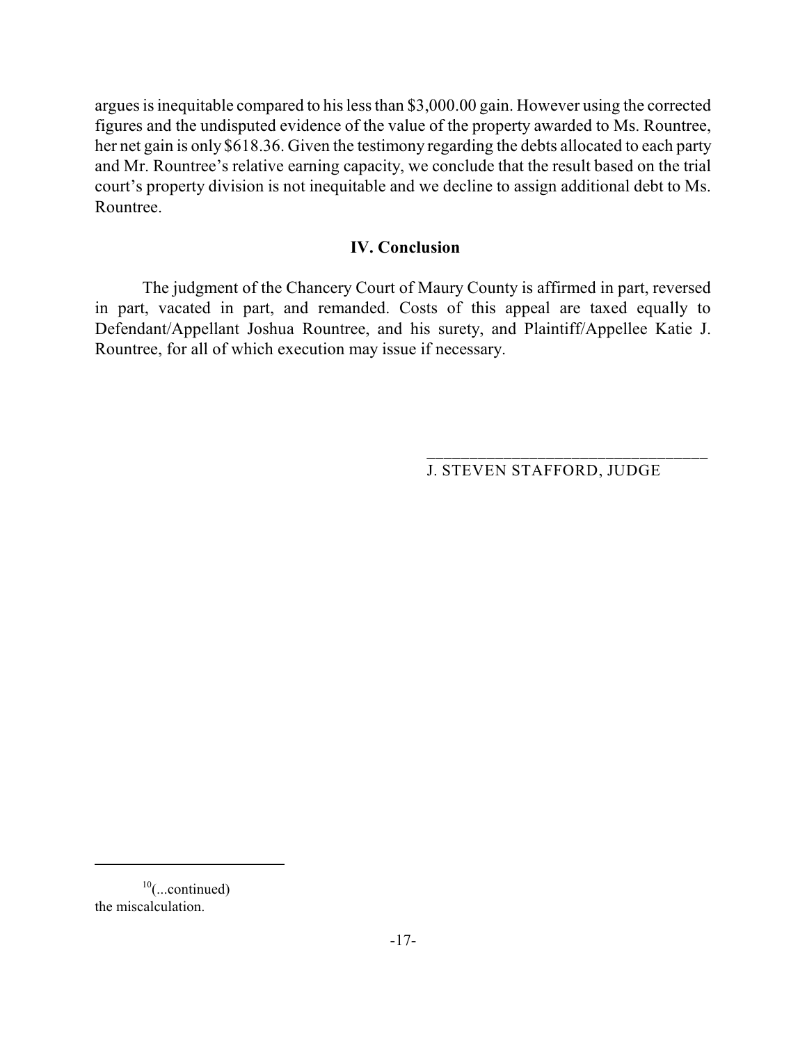argues is inequitable compared to his less than $3,000.00 gain. However using the corrected figures and the undisputed evidence of the value of the property awarded to Ms. Rountree, her net gain is only $618.36. Given the testimony regarding the debts allocated to each party and Mr. Rountree's relative earning capacity, we conclude that the result based on the trial court's property division is not inequitable and we decline to assign additional debt to Ms. Rountree.

## IV. Conclusion

The judgment of the Chancery Court of Maury County is affirmed in part, reversed in part, vacated in part, and remanded. Costs of this appeal are taxed equally to Defendant/Appellant Joshua Rountree, and his surety, and Plaintiff/Appellee Katie J. Rountree, for all of which execution may issue if necessary.

\_\_\_\_\_\_\_\_\_\_\_\_\_\_\_\_\_\_\_\_\_\_\_\_\_\_\_\_\_\_\_\_\_\_\_\_

J. STEVEN STAFFORD, JUDGE

---

[10](...continued) the miscalculation.